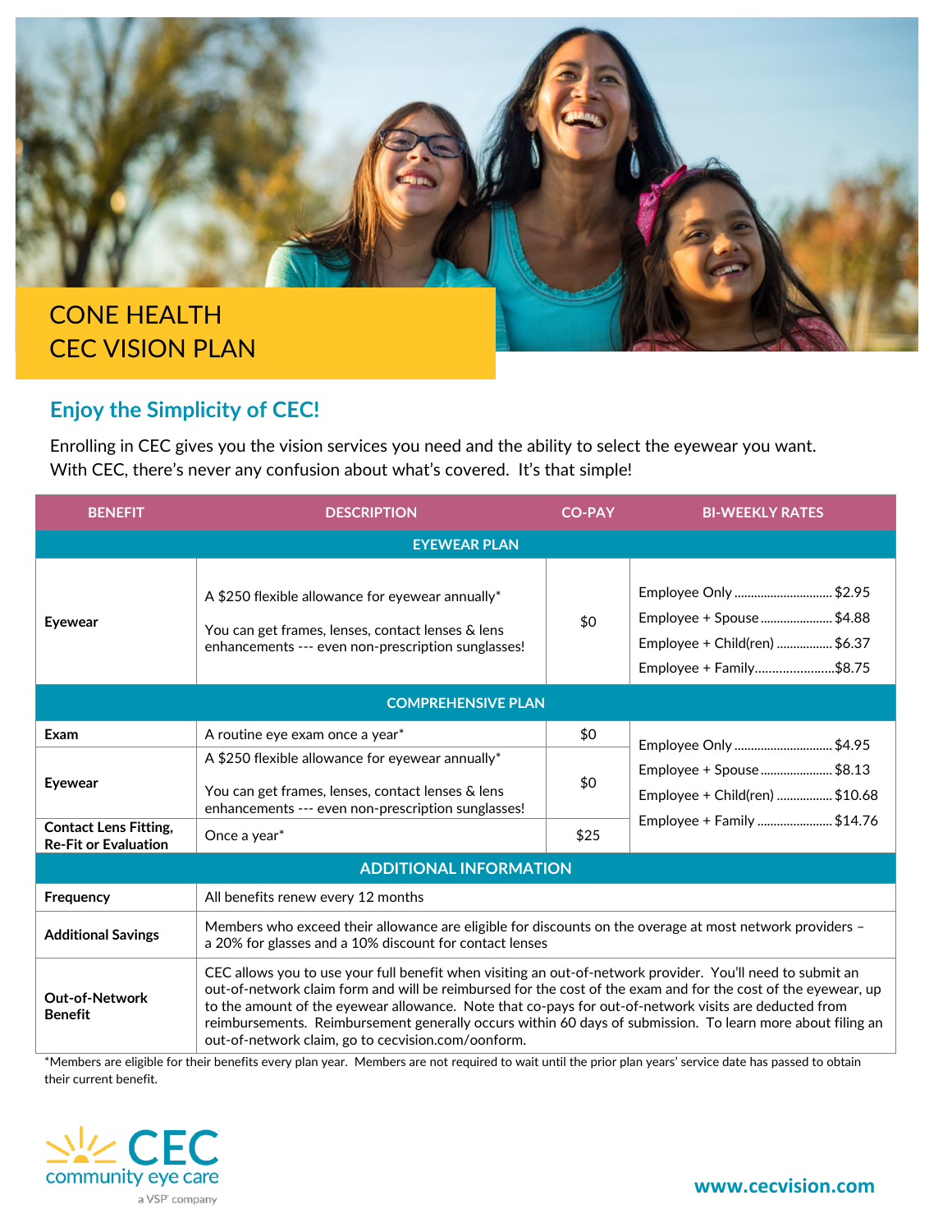# CONE HEALTH CEC VISION PLAN

## Enjoy the Simplicity of CEC!

Enrolling in CEC gives you the vision services you need and the ability to select the eyewear you want. With CEC, there's never any confusion about what's covered. It's that simple!

| BENEFIT | DESCRIPTION | CO-PAY | BI-WEEKLY RATES |
|---|---|---|---|
| **EYEWEAR PLAN** | | | |
| **Eyewear** | A $250 flexible allowance for eyewear annually*<br><br>You can get frames, lenses, contact lenses & lens enhancements --- even non-prescription sunglasses! | $0 | Employee Only .............................. $2.95<br>Employee + Spouse ...................... $4.88<br>Employee + Child(ren) ................. $6.37<br>Employee + Family........................$8.75 |
| **COMPREHENSIVE PLAN** | | | |
| **Exam** | A routine eye exam once a year* | $0 | Employee Only .............................. $4.95<br>Employee + Spouse ...................... $8.13<br>Employee + Child(ren) ................. $10.68<br>Employee + Family ....................... $14.76 |
| **Eyewear** | A $250 flexible allowance for eyewear annually*<br><br>You can get frames, lenses, contact lenses & lens enhancements --- even non-prescription sunglasses! | $0 | |
| **Contact Lens Fitting, Re-Fit or Evaluation** | Once a year* | $25 | |
| **ADDITIONAL INFORMATION** | | | |
| **Frequency** | All benefits renew every 12 months | | |
| **Additional Savings** | Members who exceed their allowance are eligible for discounts on the overage at most network providers – a 20% for glasses and a 10% discount for contact lenses | | |
| **Out-of-Network Benefit** | CEC allows you to use your full benefit when visiting an out-of-network provider. You'll need to submit an out-of-network claim form and will be reimbursed for the cost of the exam and for the cost of the eyewear, up to the amount of the eyewear allowance. Note that co-pays for out-of-network visits are deducted from reimbursements. Reimbursement generally occurs within 60 days of submission. To learn more about filing an out-of-network claim, go to cecvision.com/oonform. | | |

*Members are eligible for their benefits every plan year. Members are not required to wait until the prior plan years' service date has passed to obtain their current benefit.

CEC community eye care
a VSP company

www.cecvision.com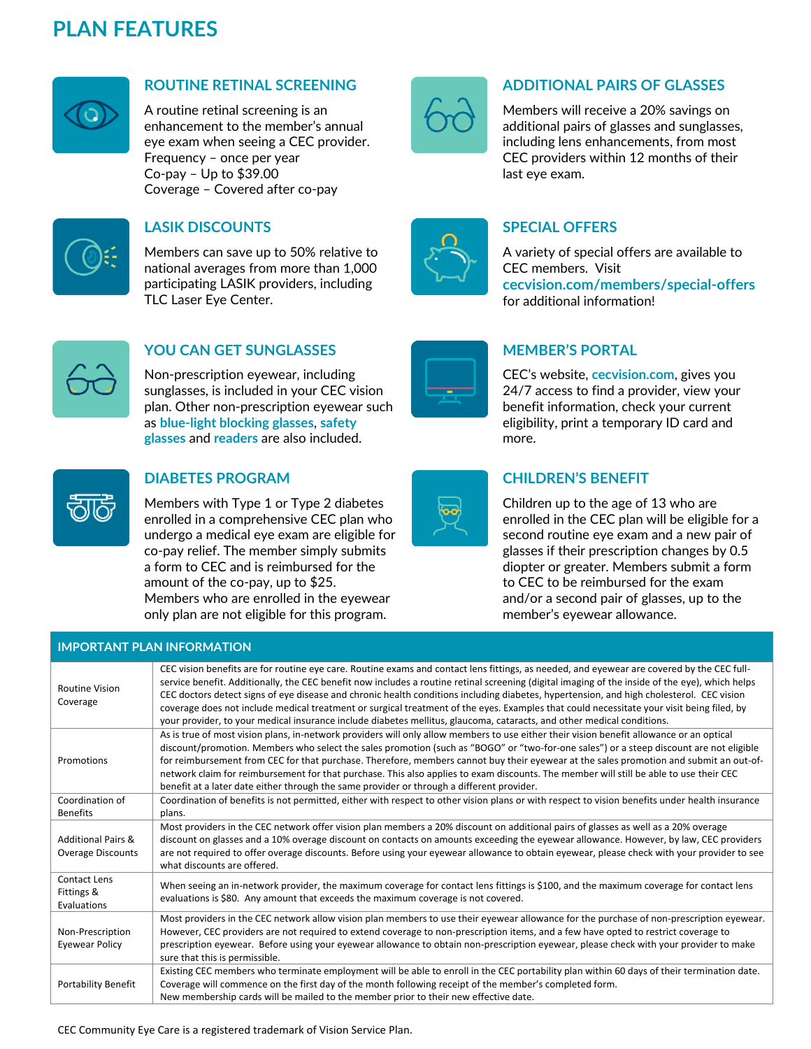# PLAN FEATURES

## ROUTINE RETINAL SCREENING

A routine retinal screening is an enhancement to the member's annual eye exam when seeing a CEC provider.
Frequency – once per year
Co-pay – Up to $39.00
Coverage – Covered after co-pay

## LASIK DISCOUNTS

Members can save up to 50% relative to national averages from more than 1,000 participating LASIK providers, including TLC Laser Eye Center.

## YOU CAN GET SUNGLASSES

Non-prescription eyewear, including sunglasses, is included in your CEC vision plan. Other non-prescription eyewear such as blue-light blocking glasses, safety glasses and readers are also included.

## DIABETES PROGRAM

Members with Type 1 or Type 2 diabetes enrolled in a comprehensive CEC plan who undergo a medical eye exam are eligible for co-pay relief. The member simply submits a form to CEC and is reimbursed for the amount of the co-pay, up to $25. Members who are enrolled in the eyewear only plan are not eligible for this program.

## ADDITIONAL PAIRS OF GLASSES

Members will receive a 20% savings on additional pairs of glasses and sunglasses, including lens enhancements, from most CEC providers within 12 months of their last eye exam.

## SPECIAL OFFERS

A variety of special offers are available to CEC members. Visit cecvision.com/members/special-offers for additional information!

## MEMBER'S PORTAL

CEC's website, cecvision.com, gives you 24/7 access to find a provider, view your benefit information, check your current eligibility, print a temporary ID card and more.

## CHILDREN'S BENEFIT

Children up to the age of 13 who are enrolled in the CEC plan will be eligible for a second routine eye exam and a new pair of glasses if their prescription changes by 0.5 diopter or greater. Members submit a form to CEC to be reimbursed for the exam and/or a second pair of glasses, up to the member's eyewear allowance.

## IMPORTANT PLAN INFORMATION

| | |
|---|---|
| Routine Vision Coverage | CEC vision benefits are for routine eye care. Routine exams and contact lens fittings, as needed, and eyewear are covered by the CEC full-service benefit. Additionally, the CEC benefit now includes a routine retinal screening (digital imaging of the inside of the eye), which helps CEC doctors detect signs of eye disease and chronic health conditions including diabetes, hypertension, and high cholesterol. CEC vision coverage does not include medical treatment or surgical treatment of the eyes. Examples that could necessitate your visit being filed, by your provider, to your medical insurance include diabetes mellitus, glaucoma, cataracts, and other medical conditions. |
| Promotions | As is true of most vision plans, in-network providers will only allow members to use either their vision benefit allowance or an optical discount/promotion. Members who select the sales promotion (such as "BOGO" or "two-for-one sales") or a steep discount are not eligible for reimbursement from CEC for that purchase. Therefore, members cannot buy their eyewear at the sales promotion and submit an out-of-network claim for reimbursement for that purchase. This also applies to exam discounts. The member will still be able to use their CEC benefit at a later date either through the same provider or through a different provider. |
| Coordination of Benefits | Coordination of benefits is not permitted, either with respect to other vision plans or with respect to vision benefits under health insurance plans. |
| Additional Pairs & Overage Discounts | Most providers in the CEC network offer vision plan members a 20% discount on additional pairs of glasses as well as a 20% overage discount on glasses and a 10% overage discount on contacts on amounts exceeding the eyewear allowance. However, by law, CEC providers are not required to offer overage discounts. Before using your eyewear allowance to obtain eyewear, please check with your provider to see what discounts are offered. |
| Contact Lens Fittings & Evaluations | When seeing an in-network provider, the maximum coverage for contact lens fittings is $100, and the maximum coverage for contact lens evaluations is $80. Any amount that exceeds the maximum coverage is not covered. |
| Non-Prescription Eyewear Policy | Most providers in the CEC network allow vision plan members to use their eyewear allowance for the purchase of non-prescription eyewear. However, CEC providers are not required to extend coverage to non-prescription items, and a few have opted to restrict coverage to prescription eyewear. Before using your eyewear allowance to obtain non-prescription eyewear, please check with your provider to make sure that this is permissible. |
| Portability Benefit | Existing CEC members who terminate employment will be able to enroll in the CEC portability plan within 60 days of their termination date. Coverage will commence on the first day of the month following receipt of the member's completed form. New membership cards will be mailed to the member prior to their new effective date. |

CEC Community Eye Care is a registered trademark of Vision Service Plan.